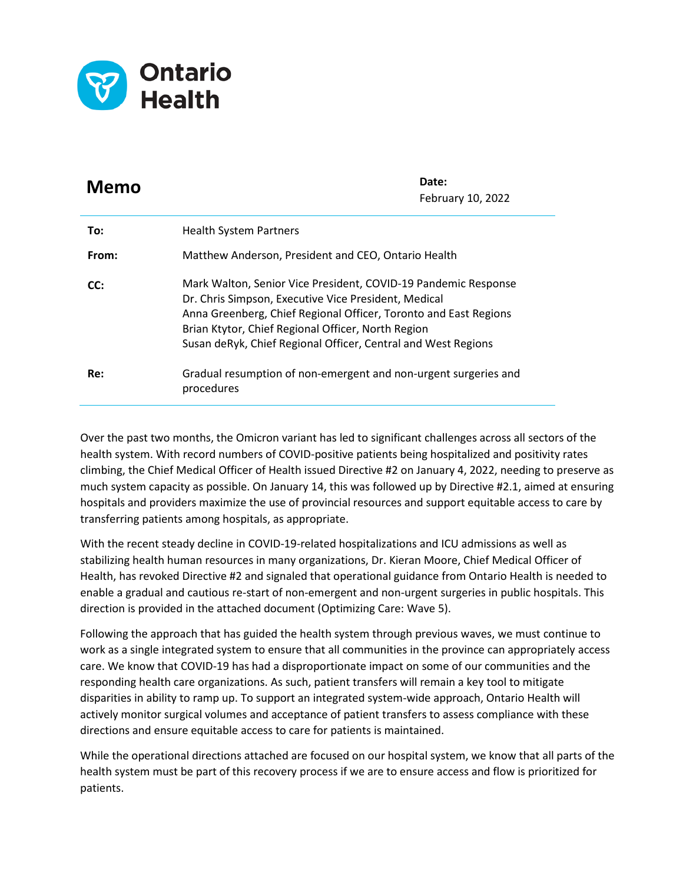Ontario Health

# Memo

**Date:**
February 10, 2022

| | |
|---|---|
| **To:** | Health System Partners |
| **From:** | Matthew Anderson, President and CEO, Ontario Health |
| **CC:** | Mark Walton, Senior Vice President, COVID-19 Pandemic Response<br>Dr. Chris Simpson, Executive Vice President, Medical<br>Anna Greenberg, Chief Regional Officer, Toronto and East Regions<br>Brian Ktytor, Chief Regional Officer, North Region<br>Susan deRyk, Chief Regional Officer, Central and West Regions |
| **Re:** | Gradual resumption of non-emergent and non-urgent surgeries and procedures |

Over the past two months, the Omicron variant has led to significant challenges across all sectors of the health system. With record numbers of COVID-positive patients being hospitalized and positivity rates climbing, the Chief Medical Officer of Health issued Directive #2 on January 4, 2022, needing to preserve as much system capacity as possible. On January 14, this was followed up by Directive #2.1, aimed at ensuring hospitals and providers maximize the use of provincial resources and support equitable access to care by transferring patients among hospitals, as appropriate.

With the recent steady decline in COVID-19-related hospitalizations and ICU admissions as well as stabilizing health human resources in many organizations, Dr. Kieran Moore, Chief Medical Officer of Health, has revoked Directive #2 and signaled that operational guidance from Ontario Health is needed to enable a gradual and cautious re-start of non-emergent and non-urgent surgeries in public hospitals. This direction is provided in the attached document (Optimizing Care: Wave 5).

Following the approach that has guided the health system through previous waves, we must continue to work as a single integrated system to ensure that all communities in the province can appropriately access care. We know that COVID-19 has had a disproportionate impact on some of our communities and the responding health care organizations. As such, patient transfers will remain a key tool to mitigate disparities in ability to ramp up. To support an integrated system-wide approach, Ontario Health will actively monitor surgical volumes and acceptance of patient transfers to assess compliance with these directions and ensure equitable access to care for patients is maintained.

While the operational directions attached are focused on our hospital system, we know that all parts of the health system must be part of this recovery process if we are to ensure access and flow is prioritized for patients.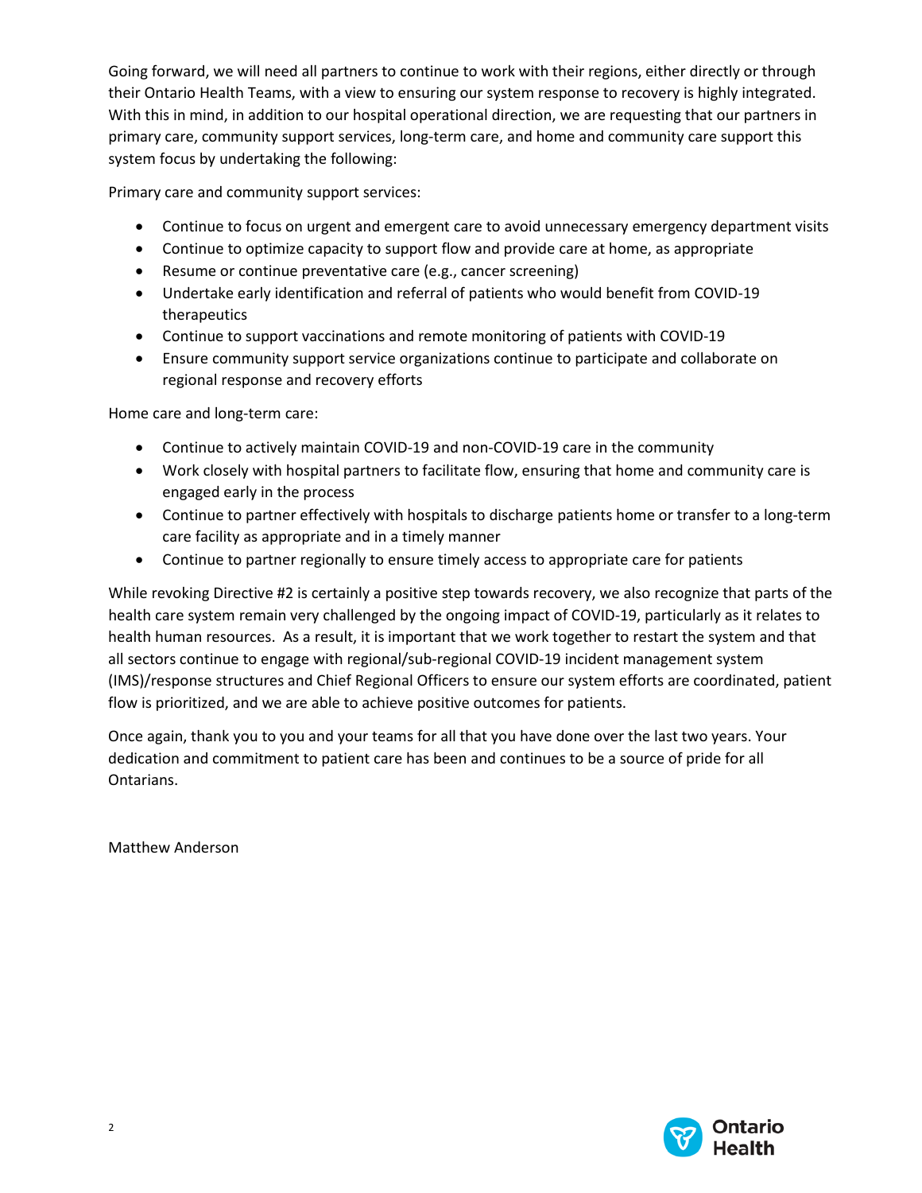Going forward, we will need all partners to continue to work with their regions, either directly or through their Ontario Health Teams, with a view to ensuring our system response to recovery is highly integrated. With this in mind, in addition to our hospital operational direction, we are requesting that our partners in primary care, community support services, long-term care, and home and community care support this system focus by undertaking the following:

Primary care and community support services:

- Continue to focus on urgent and emergent care to avoid unnecessary emergency department visits
- Continue to optimize capacity to support flow and provide care at home, as appropriate
- Resume or continue preventative care (e.g., cancer screening)
- Undertake early identification and referral of patients who would benefit from COVID-19 therapeutics
- Continue to support vaccinations and remote monitoring of patients with COVID-19
- Ensure community support service organizations continue to participate and collaborate on regional response and recovery efforts

Home care and long-term care:

- Continue to actively maintain COVID-19 and non-COVID-19 care in the community
- Work closely with hospital partners to facilitate flow, ensuring that home and community care is engaged early in the process
- Continue to partner effectively with hospitals to discharge patients home or transfer to a long-term care facility as appropriate and in a timely manner
- Continue to partner regionally to ensure timely access to appropriate care for patients

While revoking Directive #2 is certainly a positive step towards recovery, we also recognize that parts of the health care system remain very challenged by the ongoing impact of COVID-19, particularly as it relates to health human resources. As a result, it is important that we work together to restart the system and that all sectors continue to engage with regional/sub-regional COVID-19 incident management system (IMS)/response structures and Chief Regional Officers to ensure our system efforts are coordinated, patient flow is prioritized, and we are able to achieve positive outcomes for patients.

Once again, thank you to you and your teams for all that you have done over the last two years. Your dedication and commitment to patient care has been and continues to be a source of pride for all Ontarians.

Matthew Anderson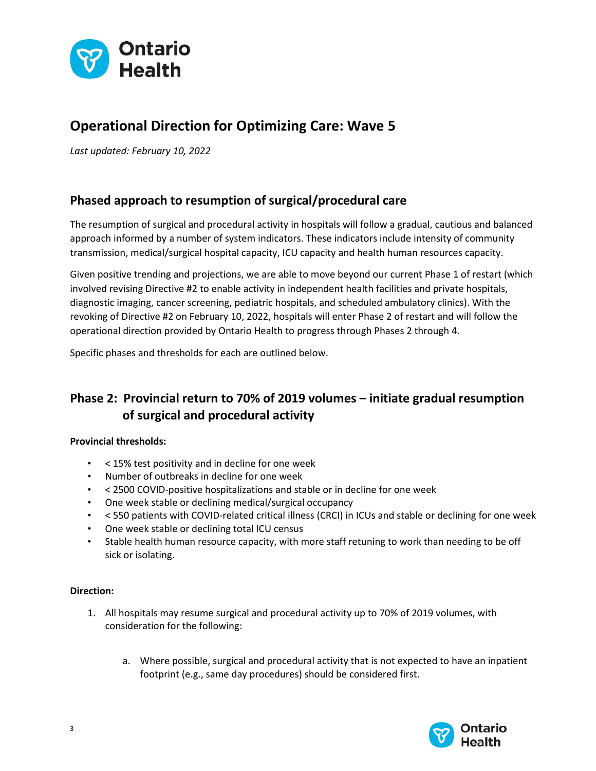# Operational Direction for Optimizing Care: Wave 5

*Last updated: February 10, 2022*

## Phased approach to resumption of surgical/procedural care

The resumption of surgical and procedural activity in hospitals will follow a gradual, cautious and balanced approach informed by a number of system indicators. These indicators include intensity of community transmission, medical/surgical hospital capacity, ICU capacity and health human resources capacity.

Given positive trending and projections, we are able to move beyond our current Phase 1 of restart (which involved revising Directive #2 to enable activity in independent health facilities and private hospitals, diagnostic imaging, cancer screening, pediatric hospitals, and scheduled ambulatory clinics). With the revoking of Directive #2 on February 10, 2022, hospitals will enter Phase 2 of restart and will follow the operational direction provided by Ontario Health to progress through Phases 2 through 4.

Specific phases and thresholds for each are outlined below.

## Phase 2: Provincial return to 70% of 2019 volumes – initiate gradual resumption of surgical and procedural activity

**Provincial thresholds:**

- < 15% test positivity and in decline for one week
- Number of outbreaks in decline for one week
- < 2500 COVID-positive hospitalizations and stable or in decline for one week
- One week stable or declining medical/surgical occupancy
- < 550 patients with COVID-related critical illness (CRCI) in ICUs and stable or declining for one week
- One week stable or declining total ICU census
- Stable health human resource capacity, with more staff retuning to work than needing to be off sick or isolating.

**Direction:**

1. All hospitals may resume surgical and procedural activity up to 70% of 2019 volumes, with consideration for the following:

    a. Where possible, surgical and procedural activity that is not expected to have an inpatient footprint (e.g., same day procedures) should be considered first.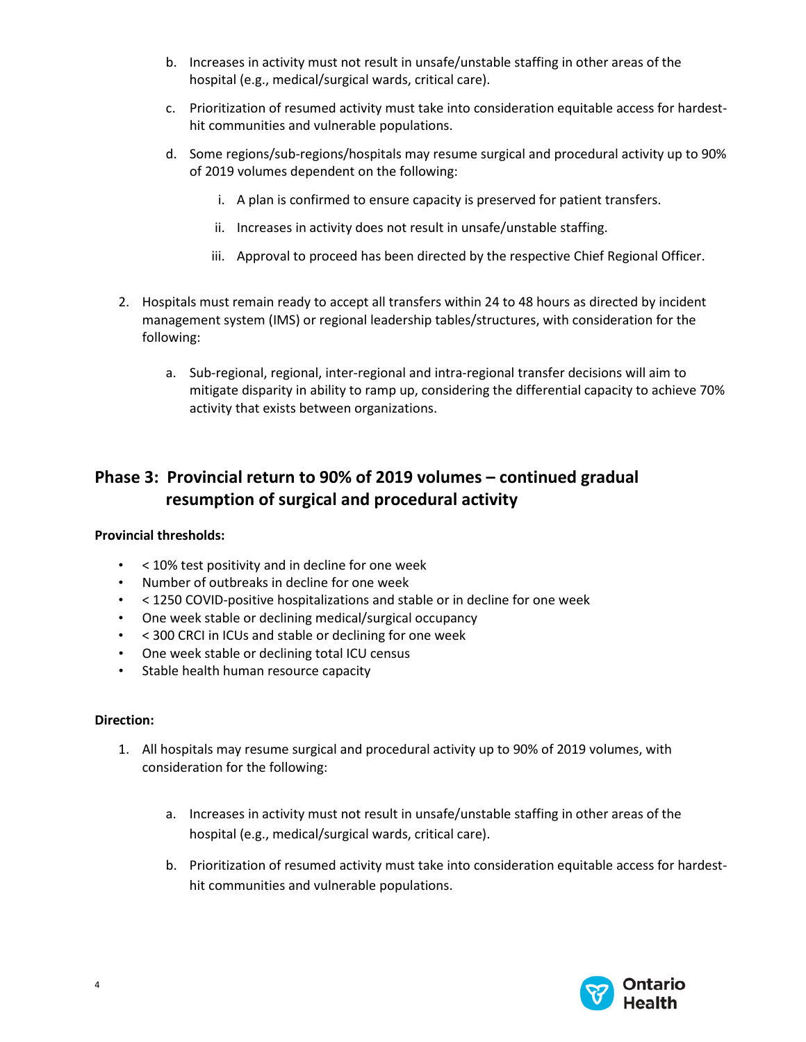b. Increases in activity must not result in unsafe/unstable staffing in other areas of the hospital (e.g., medical/surgical wards, critical care).

c. Prioritization of resumed activity must take into consideration equitable access for hardest-hit communities and vulnerable populations.

d. Some regions/sub-regions/hospitals may resume surgical and procedural activity up to 90% of 2019 volumes dependent on the following:

    i. A plan is confirmed to ensure capacity is preserved for patient transfers.

    ii. Increases in activity does not result in unsafe/unstable staffing.

    iii. Approval to proceed has been directed by the respective Chief Regional Officer.

2. Hospitals must remain ready to accept all transfers within 24 to 48 hours as directed by incident management system (IMS) or regional leadership tables/structures, with consideration for the following:

    a. Sub-regional, regional, inter-regional and intra-regional transfer decisions will aim to mitigate disparity in ability to ramp up, considering the differential capacity to achieve 70% activity that exists between organizations.

## Phase 3: Provincial return to 90% of 2019 volumes – continued gradual resumption of surgical and procedural activity

**Provincial thresholds:**

- < 10% test positivity and in decline for one week
- Number of outbreaks in decline for one week
- < 1250 COVID-positive hospitalizations and stable or in decline for one week
- One week stable or declining medical/surgical occupancy
- < 300 CRCI in ICUs and stable or declining for one week
- One week stable or declining total ICU census
- Stable health human resource capacity

**Direction:**

1. All hospitals may resume surgical and procedural activity up to 90% of 2019 volumes, with consideration for the following:

    a. Increases in activity must not result in unsafe/unstable staffing in other areas of the hospital (e.g., medical/surgical wards, critical care).

    b. Prioritization of resumed activity must take into consideration equitable access for hardest-hit communities and vulnerable populations.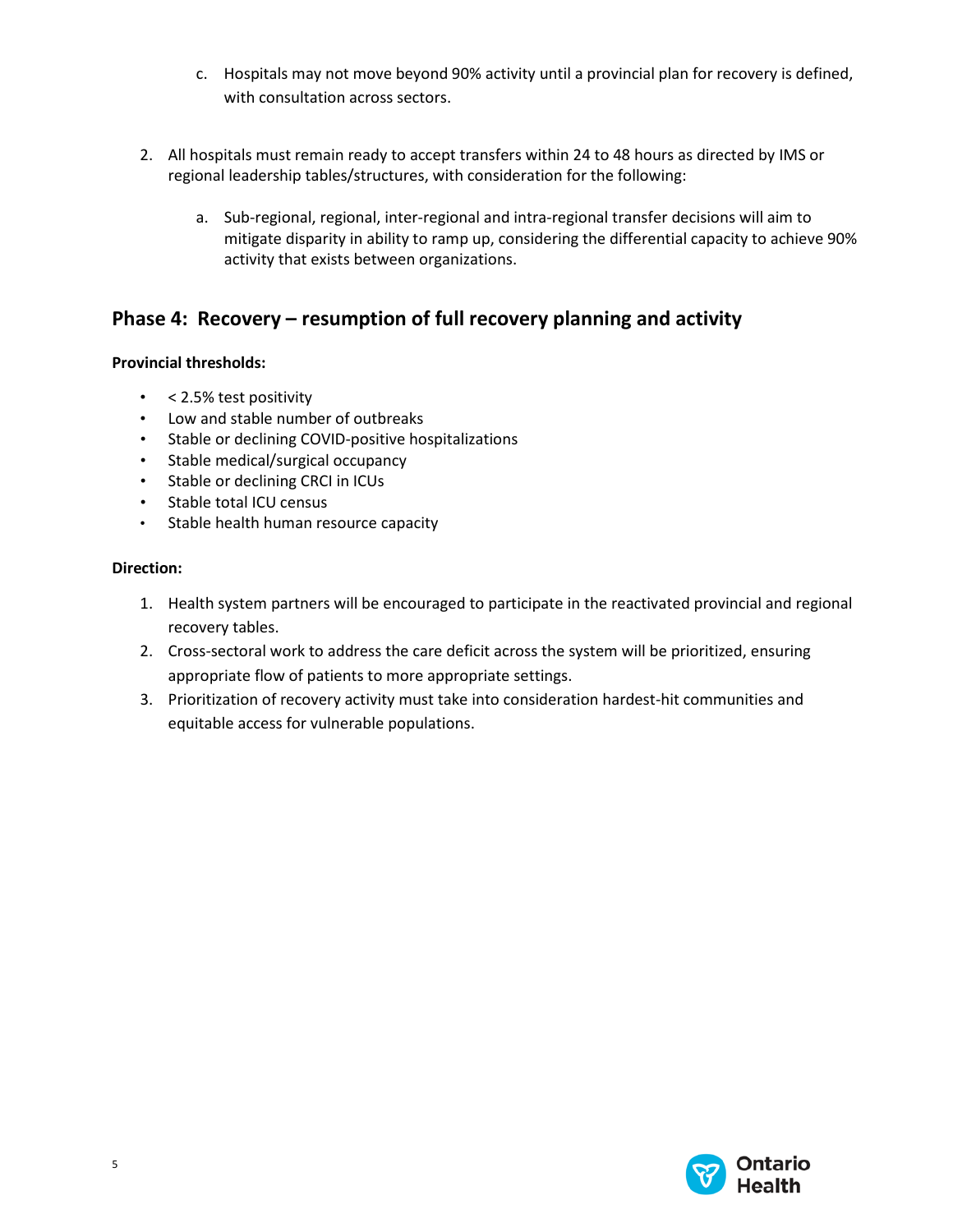c. Hospitals may not move beyond 90% activity until a provincial plan for recovery is defined, with consultation across sectors.

2. All hospitals must remain ready to accept transfers within 24 to 48 hours as directed by IMS or regional leadership tables/structures, with consideration for the following:

   a. Sub-regional, regional, inter-regional and intra-regional transfer decisions will aim to mitigate disparity in ability to ramp up, considering the differential capacity to achieve 90% activity that exists between organizations.

## Phase 4: Recovery – resumption of full recovery planning and activity

**Provincial thresholds:**

- < 2.5% test positivity
- Low and stable number of outbreaks
- Stable or declining COVID-positive hospitalizations
- Stable medical/surgical occupancy
- Stable or declining CRCI in ICUs
- Stable total ICU census
- Stable health human resource capacity

**Direction:**

1. Health system partners will be encouraged to participate in the reactivated provincial and regional recovery tables.
2. Cross-sectoral work to address the care deficit across the system will be prioritized, ensuring appropriate flow of patients to more appropriate settings.
3. Prioritization of recovery activity must take into consideration hardest-hit communities and equitable access for vulnerable populations.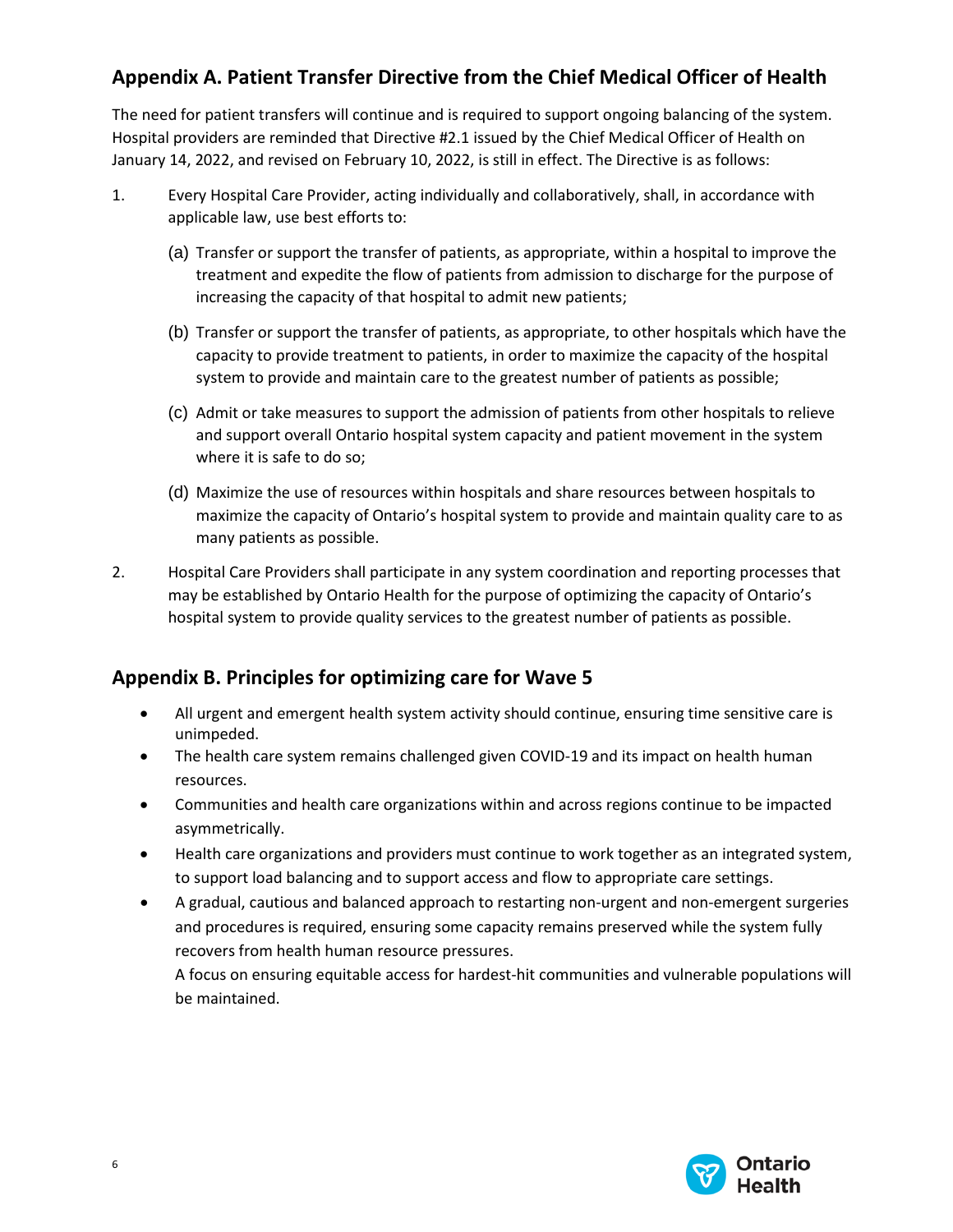## Appendix A. Patient Transfer Directive from the Chief Medical Officer of Health

The need for patient transfers will continue and is required to support ongoing balancing of the system. Hospital providers are reminded that Directive #2.1 issued by the Chief Medical Officer of Health on January 14, 2022, and revised on February 10, 2022, is still in effect. The Directive is as follows:

1. Every Hospital Care Provider, acting individually and collaboratively, shall, in accordance with applicable law, use best efforts to:

   (a) Transfer or support the transfer of patients, as appropriate, within a hospital to improve the treatment and expedite the flow of patients from admission to discharge for the purpose of increasing the capacity of that hospital to admit new patients;

   (b) Transfer or support the transfer of patients, as appropriate, to other hospitals which have the capacity to provide treatment to patients, in order to maximize the capacity of the hospital system to provide and maintain care to the greatest number of patients as possible;

   (c) Admit or take measures to support the admission of patients from other hospitals to relieve and support overall Ontario hospital system capacity and patient movement in the system where it is safe to do so;

   (d) Maximize the use of resources within hospitals and share resources between hospitals to maximize the capacity of Ontario's hospital system to provide and maintain quality care to as many patients as possible.

2. Hospital Care Providers shall participate in any system coordination and reporting processes that may be established by Ontario Health for the purpose of optimizing the capacity of Ontario's hospital system to provide quality services to the greatest number of patients as possible.

## Appendix B. Principles for optimizing care for Wave 5

- All urgent and emergent health system activity should continue, ensuring time sensitive care is unimpeded.
- The health care system remains challenged given COVID-19 and its impact on health human resources.
- Communities and health care organizations within and across regions continue to be impacted asymmetrically.
- Health care organizations and providers must continue to work together as an integrated system, to support load balancing and to support access and flow to appropriate care settings.
- A gradual, cautious and balanced approach to restarting non-urgent and non-emergent surgeries and procedures is required, ensuring some capacity remains preserved while the system fully recovers from health human resource pressures.
  A focus on ensuring equitable access for hardest-hit communities and vulnerable populations will be maintained.